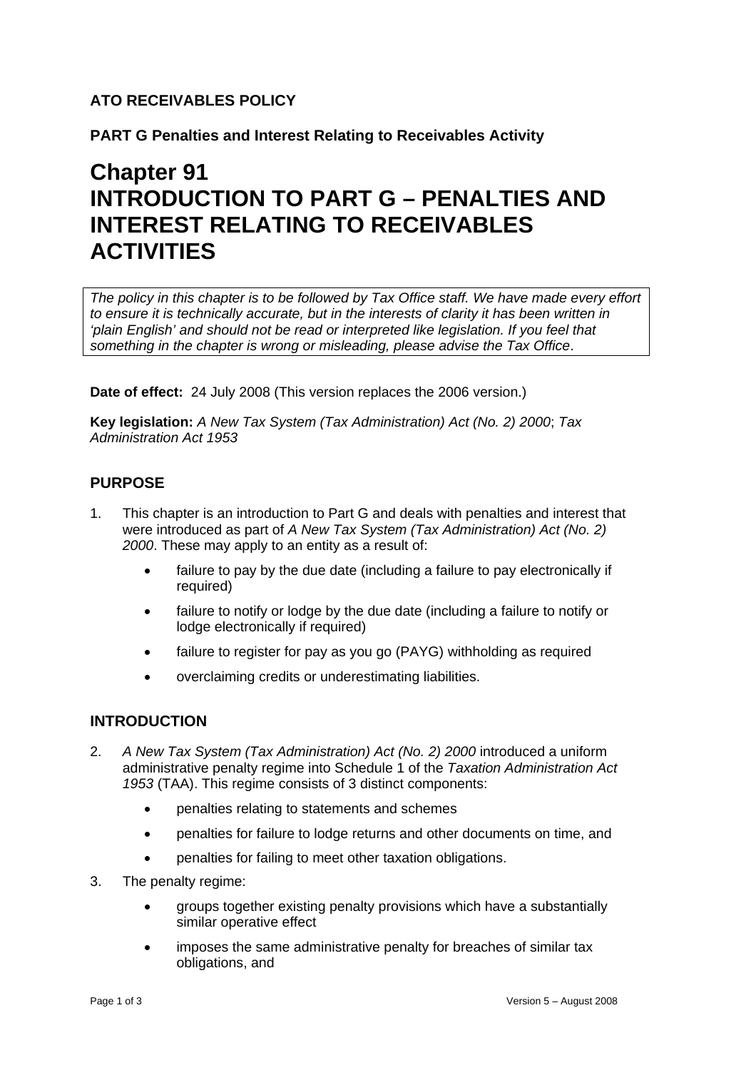**ATO RECEIVABLES POLICY**

**PART G Penalties and Interest Relating to Receivables Activity**

# Chapter 91
# INTRODUCTION TO PART G – PENALTIES AND INTEREST RELATING TO RECEIVABLES ACTIVITIES

*The policy in this chapter is to be followed by Tax Office staff. We have made every effort to ensure it is technically accurate, but in the interests of clarity it has been written in 'plain English' and should not be read or interpreted like legislation. If you feel that something in the chapter is wrong or misleading, please advise the Tax Office*.

**Date of effect:** 24 July 2008 (This version replaces the 2006 version.)

**Key legislation:** *A New Tax System (Tax Administration) Act (No. 2) 2000*; *Tax Administration Act 1953*

## PURPOSE

1. This chapter is an introduction to Part G and deals with penalties and interest that were introduced as part of *A New Tax System (Tax Administration) Act (No. 2) 2000*. These may apply to an entity as a result of:
    - failure to pay by the due date (including a failure to pay electronically if required)
    - failure to notify or lodge by the due date (including a failure to notify or lodge electronically if required)
    - failure to register for pay as you go (PAYG) withholding as required
    - overclaiming credits or underestimating liabilities.

## INTRODUCTION

2. *A New Tax System (Tax Administration) Act (No. 2) 2000* introduced a uniform administrative penalty regime into Schedule 1 of the *Taxation Administration Act 1953* (TAA). This regime consists of 3 distinct components:
    - penalties relating to statements and schemes
    - penalties for failure to lodge returns and other documents on time, and
    - penalties for failing to meet other taxation obligations.
3. The penalty regime:
    - groups together existing penalty provisions which have a substantially similar operative effect
    - imposes the same administrative penalty for breaches of similar tax obligations, and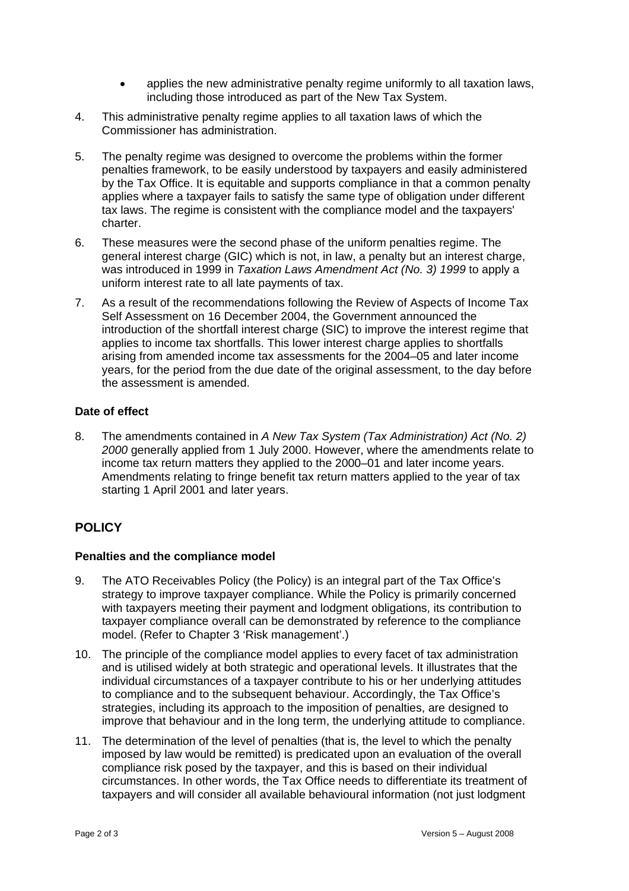- applies the new administrative penalty regime uniformly to all taxation laws, including those introduced as part of the New Tax System.

4. This administrative penalty regime applies to all taxation laws of which the Commissioner has administration.

5. The penalty regime was designed to overcome the problems within the former penalties framework, to be easily understood by taxpayers and easily administered by the Tax Office. It is equitable and supports compliance in that a common penalty applies where a taxpayer fails to satisfy the same type of obligation under different tax laws. The regime is consistent with the compliance model and the taxpayers' charter.

6. These measures were the second phase of the uniform penalties regime. The general interest charge (GIC) which is not, in law, a penalty but an interest charge, was introduced in 1999 in *Taxation Laws Amendment Act (No. 3) 1999* to apply a uniform interest rate to all late payments of tax.

7. As a result of the recommendations following the Review of Aspects of Income Tax Self Assessment on 16 December 2004, the Government announced the introduction of the shortfall interest charge (SIC) to improve the interest regime that applies to income tax shortfalls. This lower interest charge applies to shortfalls arising from amended income tax assessments for the 2004–05 and later income years, for the period from the due date of the original assessment, to the day before the assessment is amended.

### Date of effect

8. The amendments contained in *A New Tax System (Tax Administration) Act (No. 2) 2000* generally applied from 1 July 2000. However, where the amendments relate to income tax return matters they applied to the 2000–01 and later income years. Amendments relating to fringe benefit tax return matters applied to the year of tax starting 1 April 2001 and later years.

## POLICY

### Penalties and the compliance model

9. The ATO Receivables Policy (the Policy) is an integral part of the Tax Office's strategy to improve taxpayer compliance. While the Policy is primarily concerned with taxpayers meeting their payment and lodgment obligations, its contribution to taxpayer compliance overall can be demonstrated by reference to the compliance model. (Refer to Chapter 3 'Risk management'.)

10. The principle of the compliance model applies to every facet of tax administration and is utilised widely at both strategic and operational levels. It illustrates that the individual circumstances of a taxpayer contribute to his or her underlying attitudes to compliance and to the subsequent behaviour. Accordingly, the Tax Office's strategies, including its approach to the imposition of penalties, are designed to improve that behaviour and in the long term, the underlying attitude to compliance.

11. The determination of the level of penalties (that is, the level to which the penalty imposed by law would be remitted) is predicated upon an evaluation of the overall compliance risk posed by the taxpayer, and this is based on their individual circumstances. In other words, the Tax Office needs to differentiate its treatment of taxpayers and will consider all available behavioural information (not just lodgment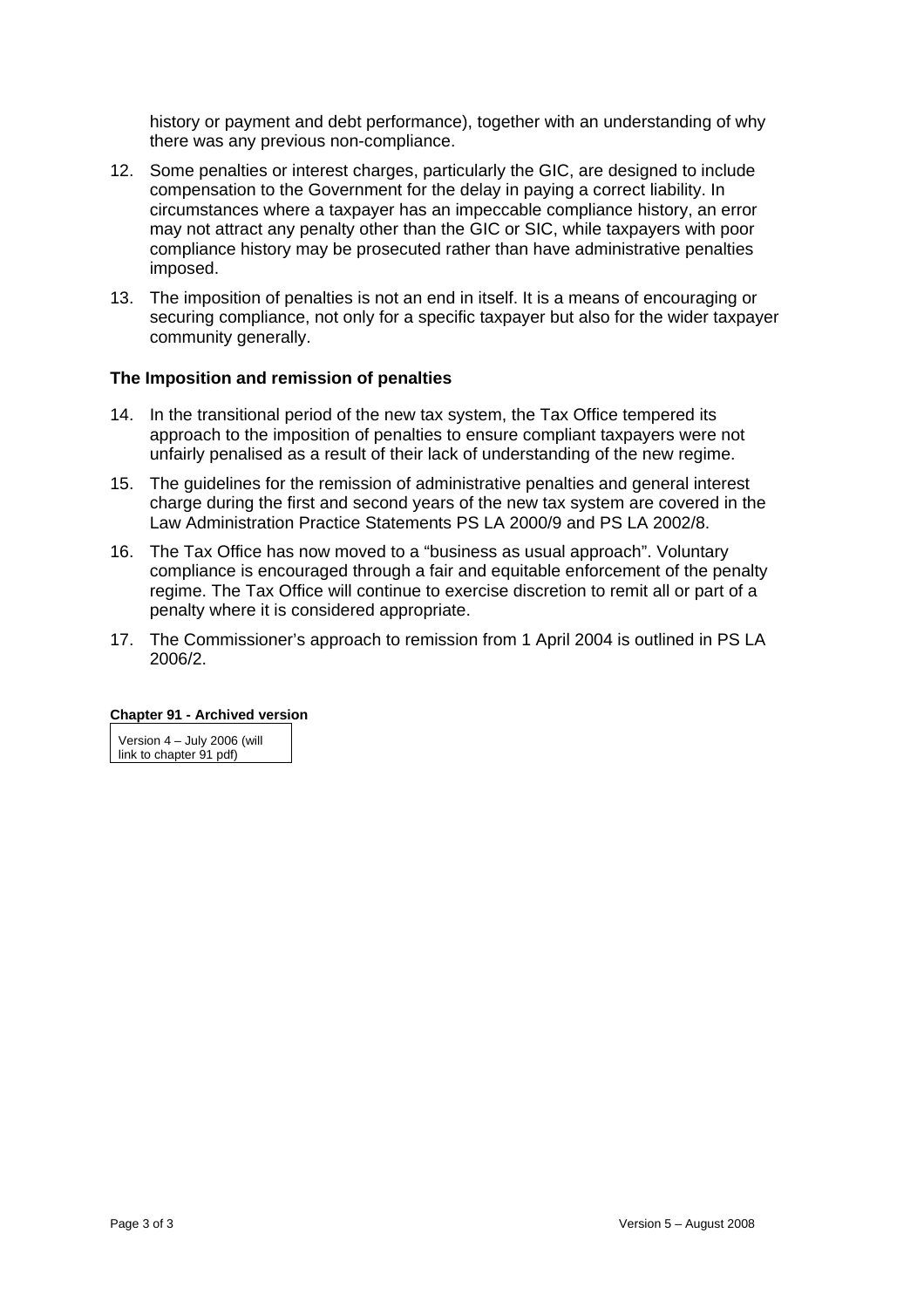history or payment and debt performance), together with an understanding of why there was any previous non-compliance.

12. Some penalties or interest charges, particularly the GIC, are designed to include compensation to the Government for the delay in paying a correct liability. In circumstances where a taxpayer has an impeccable compliance history, an error may not attract any penalty other than the GIC or SIC, while taxpayers with poor compliance history may be prosecuted rather than have administrative penalties imposed.

13. The imposition of penalties is not an end in itself. It is a means of encouraging or securing compliance, not only for a specific taxpayer but also for the wider taxpayer community generally.

### The Imposition and remission of penalties

14. In the transitional period of the new tax system, the Tax Office tempered its approach to the imposition of penalties to ensure compliant taxpayers were not unfairly penalised as a result of their lack of understanding of the new regime.

15. The guidelines for the remission of administrative penalties and general interest charge during the first and second years of the new tax system are covered in the Law Administration Practice Statements PS LA 2000/9 and PS LA 2002/8.

16. The Tax Office has now moved to a "business as usual approach". Voluntary compliance is encouraged through a fair and equitable enforcement of the penalty regime. The Tax Office will continue to exercise discretion to remit all or part of a penalty where it is considered appropriate.

17. The Commissioner's approach to remission from 1 April 2004 is outlined in PS LA 2006/2.

**Chapter 91 - Archived version**

| |
|---|
| Version 4 – July 2006 (will link to chapter 91 pdf) |